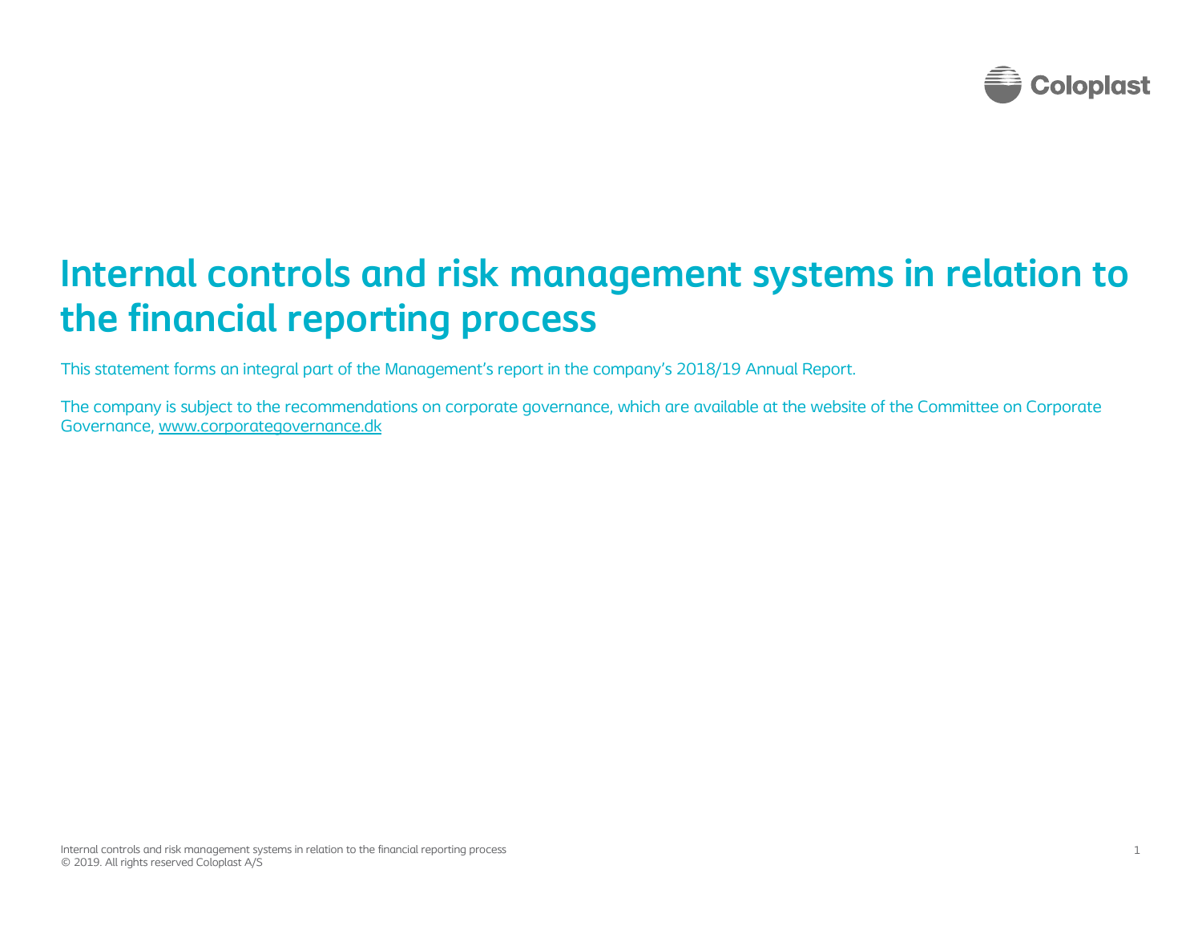# Internal controls and risk management systems in relation to the financial reporting process

This statement forms an integral part of the Management's report in the company's 2018/19 Annual Report.

The company is subject to the recommendations on corporate governance, which are available at the website of the Committee on Corporate Governance, [www.corporategovernance.dk](http://www.corporategovernance.dk)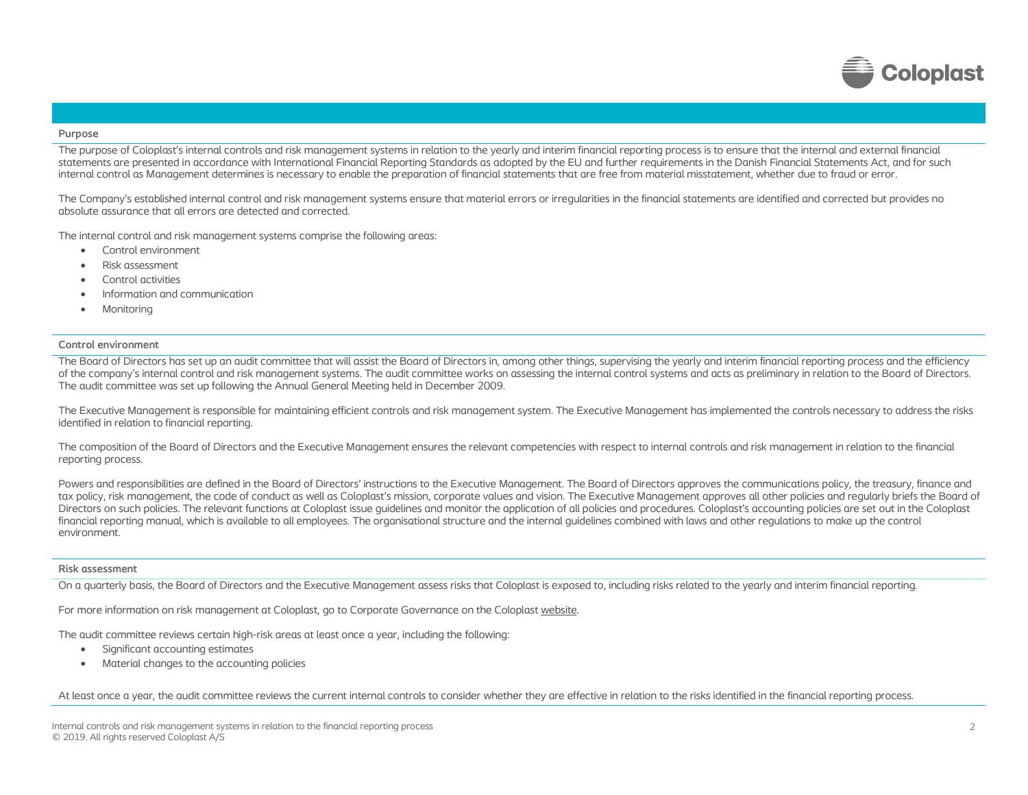### Purpose

The purpose of Coloplast's internal controls and risk management systems in relation to the yearly and interim financial reporting process is to ensure that the internal and external financial statements are presented in accordance with International Financial Reporting Standards as adopted by the EU and further requirements in the Danish Financial Statements Act, and for such internal control as Management determines is necessary to enable the preparation of financial statements that are free from material misstatement, whether due to fraud or error.

The Company's established internal control and risk management systems ensure that material errors or irregularities in the financial statements are identified and corrected but provides no absolute assurance that all errors are detected and corrected.

The internal control and risk management systems comprise the following areas:

- Control environment
- Risk assessment
- Control activities
- Information and communication
- Monitoring

### Control environment

The Board of Directors has set up an audit committee that will assist the Board of Directors in, among other things, supervising the yearly and interim financial reporting process and the efficiency of the company's internal control and risk management systems. The audit committee works on assessing the internal control systems and acts as preliminary in relation to the Board of Directors. The audit committee was set up following the Annual General Meeting held in December 2009.

The Executive Management is responsible for maintaining efficient controls and risk management system. The Executive Management has implemented the controls necessary to address the risks identified in relation to financial reporting.

The composition of the Board of Directors and the Executive Management ensures the relevant competencies with respect to internal controls and risk management in relation to the financial reporting process.

Powers and responsibilities are defined in the Board of Directors' instructions to the Executive Management. The Board of Directors approves the communications policy, the treasury, finance and tax policy, risk management, the code of conduct as well as Coloplast's mission, corporate values and vision. The Executive Management approves all other policies and regularly briefs the Board of Directors on such policies. The relevant functions at Coloplast issue guidelines and monitor the application of all policies and procedures. Coloplast's accounting policies are set out in the Coloplast financial reporting manual, which is available to all employees. The organisational structure and the internal guidelines combined with laws and other regulations to make up the control environment.

### Risk assessment

On a quarterly basis, the Board of Directors and the Executive Management assess risks that Coloplast is exposed to, including risks related to the yearly and interim financial reporting.

For more information on risk management at Coloplast, go to Corporate Governance on the Coloplast website.

The audit committee reviews certain high-risk areas at least once a year, including the following:

- Significant accounting estimates
- Material changes to the accounting policies

At least once a year, the audit committee reviews the current internal controls to consider whether they are effective in relation to the risks identified in the financial reporting process.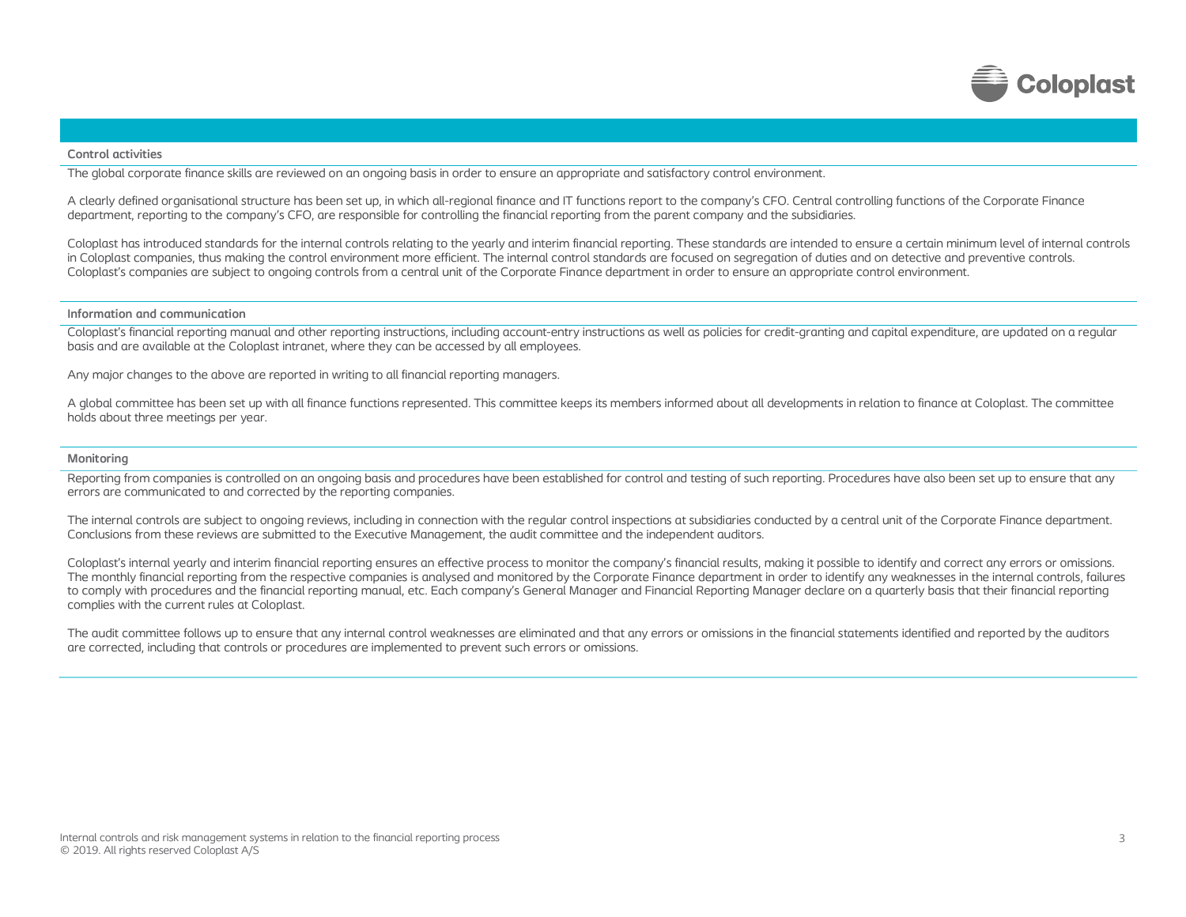### Control activities

The global corporate finance skills are reviewed on an ongoing basis in order to ensure an appropriate and satisfactory control environment.

A clearly defined organisational structure has been set up, in which all-regional finance and IT functions report to the company's CFO. Central controlling functions of the Corporate Finance department, reporting to the company's CFO, are responsible for controlling the financial reporting from the parent company and the subsidiaries.

Coloplast has introduced standards for the internal controls relating to the yearly and interim financial reporting. These standards are intended to ensure a certain minimum level of internal controls in Coloplast companies, thus making the control environment more efficient. The internal control standards are focused on segregation of duties and on detective and preventive controls. Coloplast's companies are subject to ongoing controls from a central unit of the Corporate Finance department in order to ensure an appropriate control environment.

### Information and communication

Coloplast's financial reporting manual and other reporting instructions, including account-entry instructions as well as policies for credit-granting and capital expenditure, are updated on a regular basis and are available at the Coloplast intranet, where they can be accessed by all employees.

Any major changes to the above are reported in writing to all financial reporting managers.

A global committee has been set up with all finance functions represented. This committee keeps its members informed about all developments in relation to finance at Coloplast. The committee holds about three meetings per year.

### Monitoring

Reporting from companies is controlled on an ongoing basis and procedures have been established for control and testing of such reporting. Procedures have also been set up to ensure that any errors are communicated to and corrected by the reporting companies.

The internal controls are subject to ongoing reviews, including in connection with the regular control inspections at subsidiaries conducted by a central unit of the Corporate Finance department. Conclusions from these reviews are submitted to the Executive Management, the audit committee and the independent auditors.

Coloplast's internal yearly and interim financial reporting ensures an effective process to monitor the company's financial results, making it possible to identify and correct any errors or omissions. The monthly financial reporting from the respective companies is analysed and monitored by the Corporate Finance department in order to identify any weaknesses in the internal controls, failures to comply with procedures and the financial reporting manual, etc. Each company's General Manager and Financial Reporting Manager declare on a quarterly basis that their financial reporting complies with the current rules at Coloplast.

The audit committee follows up to ensure that any internal control weaknesses are eliminated and that any errors or omissions in the financial statements identified and reported by the auditors are corrected, including that controls or procedures are implemented to prevent such errors or omissions.